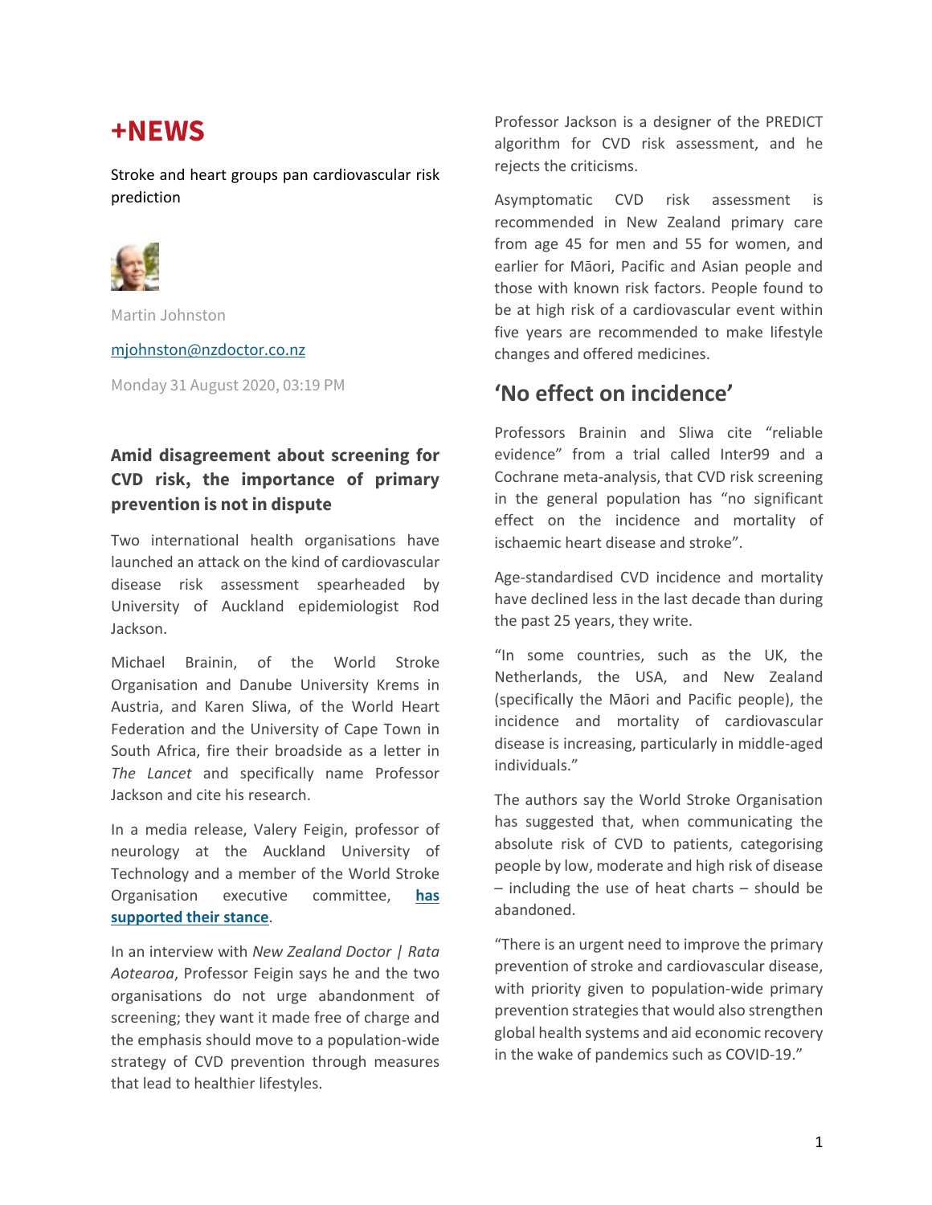# +NEWS

Stroke and heart groups pan cardiovascular risk prediction

Martin Johnston

mjohnston@nzdoctor.co.nz

Monday 31 August 2020, 03:19 PM

### Amid disagreement about screening for CVD risk, the importance of primary prevention is not in dispute

Two international health organisations have launched an attack on the kind of cardiovascular disease risk assessment spearheaded by University of Auckland epidemiologist Rod Jackson.

Michael Brainin, of the World Stroke Organisation and Danube University Krems in Austria, and Karen Sliwa, of the World Heart Federation and the University of Cape Town in South Africa, fire their broadside as a letter in *The Lancet* and specifically name Professor Jackson and cite his research.

In a media release, Valery Feigin, professor of neurology at the Auckland University of Technology and a member of the World Stroke Organisation executive committee, **has supported their stance**.

In an interview with *New Zealand Doctor | Rata Aotearoa*, Professor Feigin says he and the two organisations do not urge abandonment of screening; they want it made free of charge and the emphasis should move to a population-wide strategy of CVD prevention through measures that lead to healthier lifestyles.

Professor Jackson is a designer of the PREDICT algorithm for CVD risk assessment, and he rejects the criticisms.

Asymptomatic CVD risk assessment is recommended in New Zealand primary care from age 45 for men and 55 for women, and earlier for Māori, Pacific and Asian people and those with known risk factors. People found to be at high risk of a cardiovascular event within five years are recommended to make lifestyle changes and offered medicines.

## 'No effect on incidence'

Professors Brainin and Sliwa cite "reliable evidence" from a trial called Inter99 and a Cochrane meta-analysis, that CVD risk screening in the general population has "no significant effect on the incidence and mortality of ischaemic heart disease and stroke".

Age-standardised CVD incidence and mortality have declined less in the last decade than during the past 25 years, they write.

"In some countries, such as the UK, the Netherlands, the USA, and New Zealand (specifically the Māori and Pacific people), the incidence and mortality of cardiovascular disease is increasing, particularly in middle-aged individuals."

The authors say the World Stroke Organisation has suggested that, when communicating the absolute risk of CVD to patients, categorising people by low, moderate and high risk of disease – including the use of heat charts – should be abandoned.

"There is an urgent need to improve the primary prevention of stroke and cardiovascular disease, with priority given to population-wide primary prevention strategies that would also strengthen global health systems and aid economic recovery in the wake of pandemics such as COVID-19."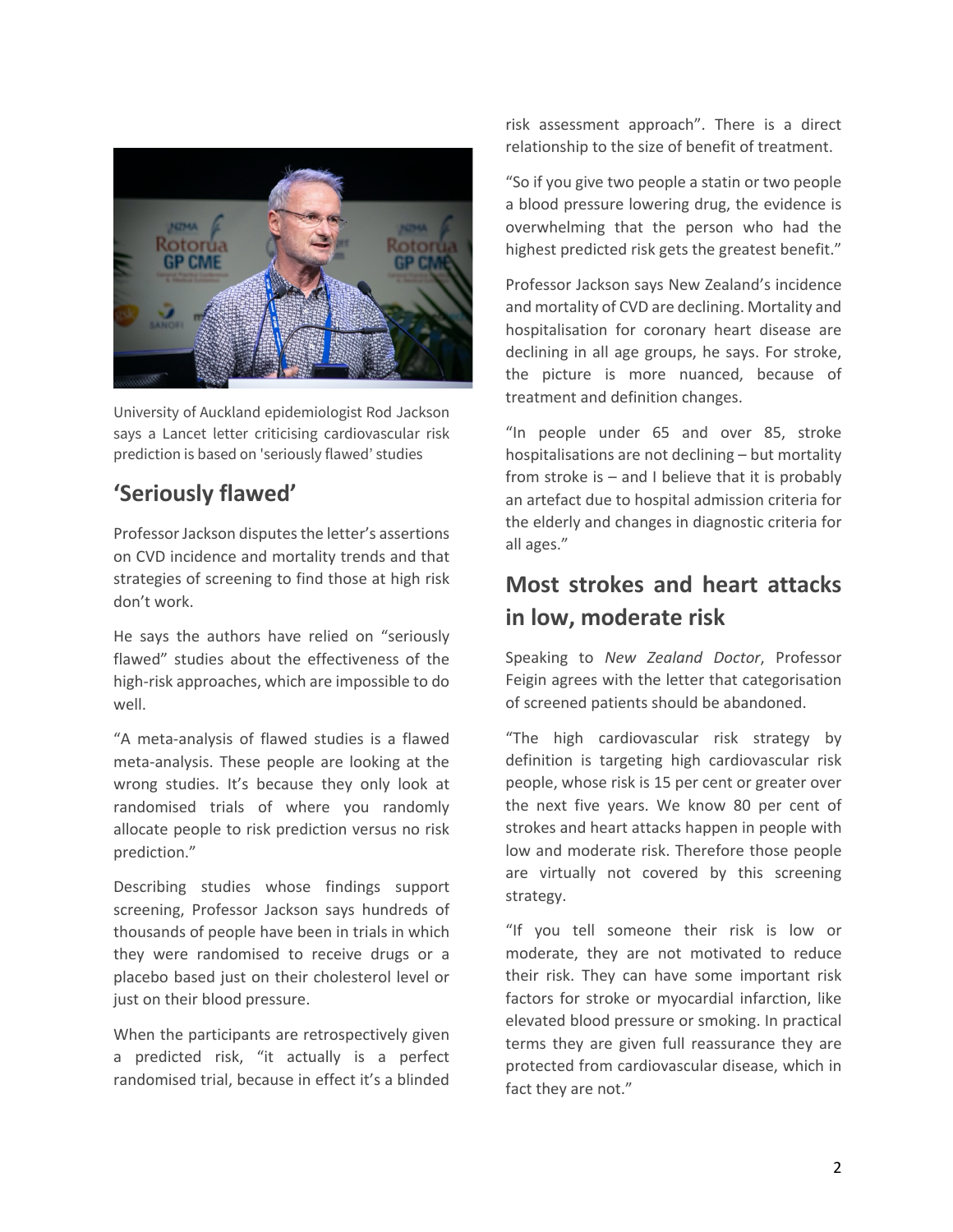University of Auckland epidemiologist Rod Jackson says a Lancet letter criticising cardiovascular risk prediction is based on 'seriously flawed' studies

## 'Seriously flawed'

Professor Jackson disputes the letter's assertions on CVD incidence and mortality trends and that strategies of screening to find those at high risk don't work.

He says the authors have relied on "seriously flawed" studies about the effectiveness of the high-risk approaches, which are impossible to do well.

"A meta-analysis of flawed studies is a flawed meta-analysis. These people are looking at the wrong studies. It's because they only look at randomised trials of where you randomly allocate people to risk prediction versus no risk prediction."

Describing studies whose findings support screening, Professor Jackson says hundreds of thousands of people have been in trials in which they were randomised to receive drugs or a placebo based just on their cholesterol level or just on their blood pressure.

When the participants are retrospectively given a predicted risk, "it actually is a perfect randomised trial, because in effect it's a blinded risk assessment approach". There is a direct relationship to the size of benefit of treatment.

"So if you give two people a statin or two people a blood pressure lowering drug, the evidence is overwhelming that the person who had the highest predicted risk gets the greatest benefit."

Professor Jackson says New Zealand's incidence and mortality of CVD are declining. Mortality and hospitalisation for coronary heart disease are declining in all age groups, he says. For stroke, the picture is more nuanced, because of treatment and definition changes.

"In people under 65 and over 85, stroke hospitalisations are not declining – but mortality from stroke is – and I believe that it is probably an artefact due to hospital admission criteria for the elderly and changes in diagnostic criteria for all ages."

## Most strokes and heart attacks in low, moderate risk

Speaking to *New Zealand Doctor*, Professor Feigin agrees with the letter that categorisation of screened patients should be abandoned.

"The high cardiovascular risk strategy by definition is targeting high cardiovascular risk people, whose risk is 15 per cent or greater over the next five years. We know 80 per cent of strokes and heart attacks happen in people with low and moderate risk. Therefore those people are virtually not covered by this screening strategy.

"If you tell someone their risk is low or moderate, they are not motivated to reduce their risk. They can have some important risk factors for stroke or myocardial infarction, like elevated blood pressure or smoking. In practical terms they are given full reassurance they are protected from cardiovascular disease, which in fact they are not."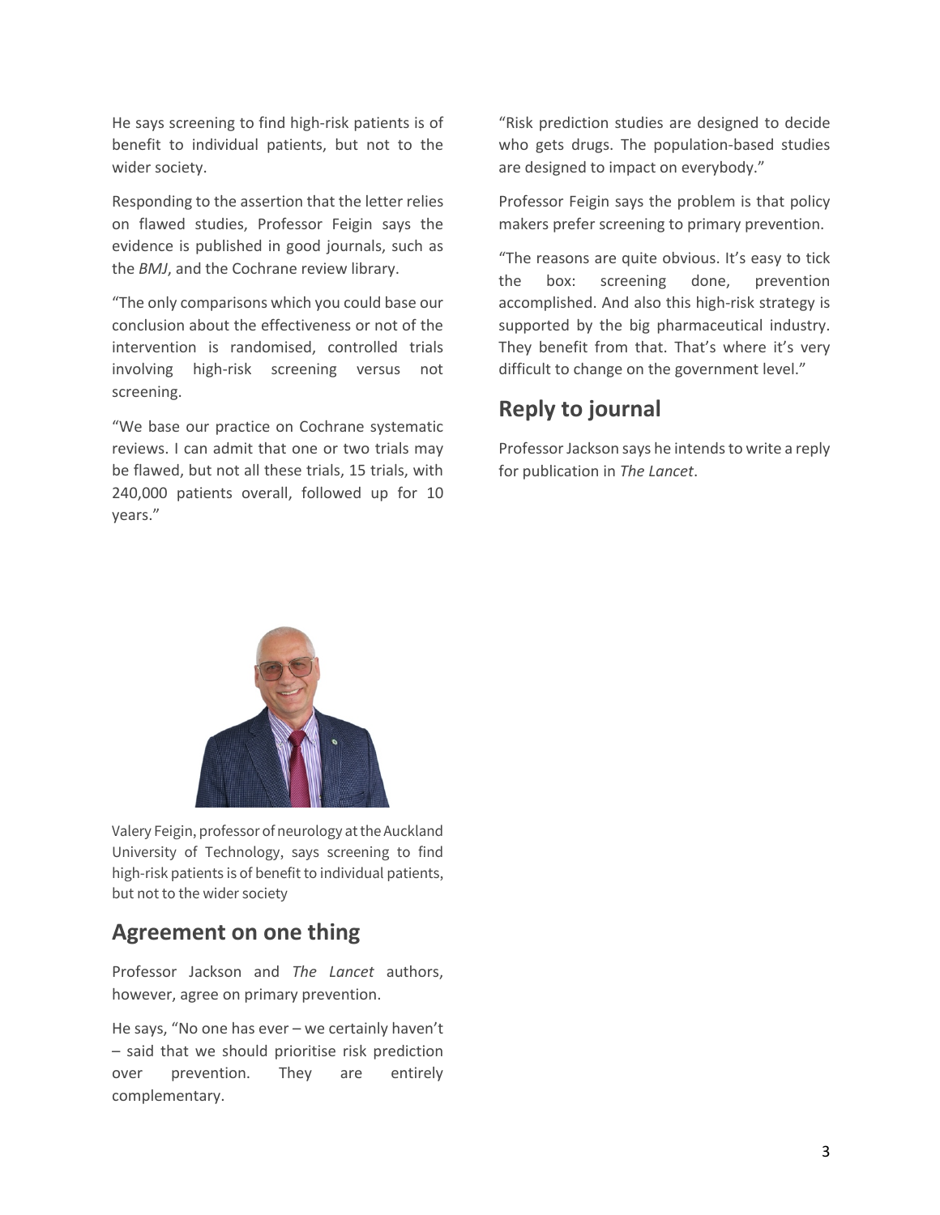He says screening to find high-risk patients is of benefit to individual patients, but not to the wider society.

Responding to the assertion that the letter relies on flawed studies, Professor Feigin says the evidence is published in good journals, such as the *BMJ*, and the Cochrane review library.

"The only comparisons which you could base our conclusion about the effectiveness or not of the intervention is randomised, controlled trials involving high-risk screening versus not screening.

"We base our practice on Cochrane systematic reviews. I can admit that one or two trials may be flawed, but not all these trials, 15 trials, with 240,000 patients overall, followed up for 10 years."

Valery Feigin, professor of neurology at the Auckland University of Technology, says screening to find high-risk patients is of benefit to individual patients, but not to the wider society

## Agreement on one thing

Professor Jackson and *The Lancet* authors, however, agree on primary prevention.

He says, "No one has ever – we certainly haven't – said that we should prioritise risk prediction over prevention. They are entirely complementary.

"Risk prediction studies are designed to decide who gets drugs. The population-based studies are designed to impact on everybody."

Professor Feigin says the problem is that policy makers prefer screening to primary prevention.

"The reasons are quite obvious. It's easy to tick the box: screening done, prevention accomplished. And also this high-risk strategy is supported by the big pharmaceutical industry. They benefit from that. That's where it's very difficult to change on the government level."

## Reply to journal

Professor Jackson says he intends to write a reply for publication in *The Lancet*.